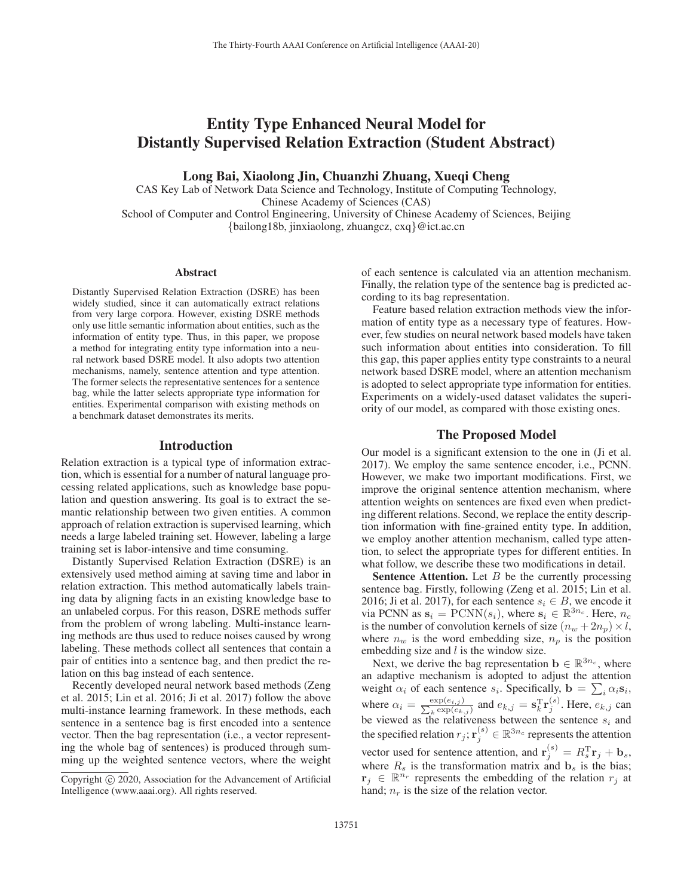# Entity Type Enhanced Neural Model for Distantly Supervised Relation Extraction (Student Abstract)

**Long Bai, Xiaolong Jin, Chuanzhi Zhuang, Xueqi Cheng**

CAS Key Lab of Network Data Science and Technology, Institute of Computing Technology,
Chinese Academy of Sciences (CAS)
School of Computer and Control Engineering, University of Chinese Academy of Sciences, Beijing
{bailong18b, jinxiaolong, zhuangcz, cxq}@ict.ac.cn

## Abstract

Distantly Supervised Relation Extraction (DSRE) has been widely studied, since it can automatically extract relations from very large corpora. However, existing DSRE methods only use little semantic information about entities, such as the information of entity type. Thus, in this paper, we propose a method for integrating entity type information into a neural network based DSRE model. It also adopts two attention mechanisms, namely, sentence attention and type attention. The former selects the representative sentences for a sentence bag, while the latter selects appropriate type information for entities. Experimental comparison with existing methods on a benchmark dataset demonstrates its merits.

## Introduction

Relation extraction is a typical type of information extraction, which is essential for a number of natural language processing related applications, such as knowledge base population and question answering. Its goal is to extract the semantic relationship between two given entities. A common approach of relation extraction is supervised learning, which needs a large labeled training set. However, labeling a large training set is labor-intensive and time consuming.

Distantly Supervised Relation Extraction (DSRE) is an extensively used method aiming at saving time and labor in relation extraction. This method automatically labels training data by aligning facts in an existing knowledge base to an unlabeled corpus. For this reason, DSRE methods suffer from the problem of wrong labeling. Multi-instance learning methods are thus used to reduce noises caused by wrong labeling. These methods collect all sentences that contain a pair of entities into a sentence bag, and then predict the relation on this bag instead of each sentence.

Recently developed neural network based methods (Zeng et al. 2015; Lin et al. 2016; Ji et al. 2017) follow the above multi-instance learning framework. In these methods, each sentence in a sentence bag is first encoded into a sentence vector. Then the bag representation (i.e., a vector representing the whole bag of sentences) is produced through summing up the weighted sentence vectors, where the weight of each sentence is calculated via an attention mechanism. Finally, the relation type of the sentence bag is predicted according to its bag representation.

Feature based relation extraction methods view the information of entity type as a necessary type of features. However, few studies on neural network based models have taken such information about entities into consideration. To fill this gap, this paper applies entity type constraints to a neural network based DSRE model, where an attention mechanism is adopted to select appropriate type information for entities. Experiments on a widely-used dataset validates the superiority of our model, as compared with those existing ones.

## The Proposed Model

Our model is a significant extension to the one in (Ji et al. 2017). We employ the same sentence encoder, i.e., PCNN. However, we make two important modifications. First, we improve the original sentence attention mechanism, where attention weights on sentences are fixed even when predicting different relations. Second, we replace the entity description information with fine-grained entity type. In addition, we employ another attention mechanism, called type attention, to select the appropriate types for different entities. In what follow, we describe these two modifications in detail.

**Sentence Attention.** Let $B$ be the currently processing sentence bag. Firstly, following (Zeng et al. 2015; Lin et al. 2016; Ji et al. 2017), for each sentence $s_i \in B$, we encode it via PCNN as $\mathbf{s}_i = \mathrm{PCNN}(s_i)$, where $\mathbf{s}_i \in \mathbb{R}^{3n_c}$. Here, $n_c$ is the number of convolution kernels of size $(n_w + 2n_p) \times l$, where $n_w$ is the word embedding size, $n_p$ is the position embedding size and $l$ is the window size.

Next, we derive the bag representation $\mathbf{b} \in \mathbb{R}^{3n_c}$, where an adaptive mechanism is adopted to adjust the attention weight $\alpha_i$ of each sentence $s_i$. Specifically, $\mathbf{b} = \sum_i \alpha_i \mathbf{s}_i$, where $\alpha_i = \frac{\exp(e_{i,j})}{\sum_k \exp(e_{k,j})}$ and $e_{k,j} = \mathbf{s}_k^{\mathrm{T}} \mathbf{r}_j^{(s)}$. Here, $e_{k,j}$ can be viewed as the relativeness between the sentence $s_i$ and the specified relation $r_j$; $\mathbf{r}_j^{(s)} \in \mathbb{R}^{3n_c}$ represents the attention vector used for sentence attention, and $\mathbf{r}_j^{(s)} = R_s^{\mathrm{T}} \mathbf{r}_j + \mathbf{b}_s$, where $R_s$ is the transformation matrix and $\mathbf{b}_s$ is the bias; $\mathbf{r}_j \in \mathbb{R}^{n_r}$ represents the embedding of the relation $r_j$ at hand; $n_r$ is the size of the relation vector.

Copyright © 2020, Association for the Advancement of Artificial Intelligence (www.aaai.org). All rights reserved.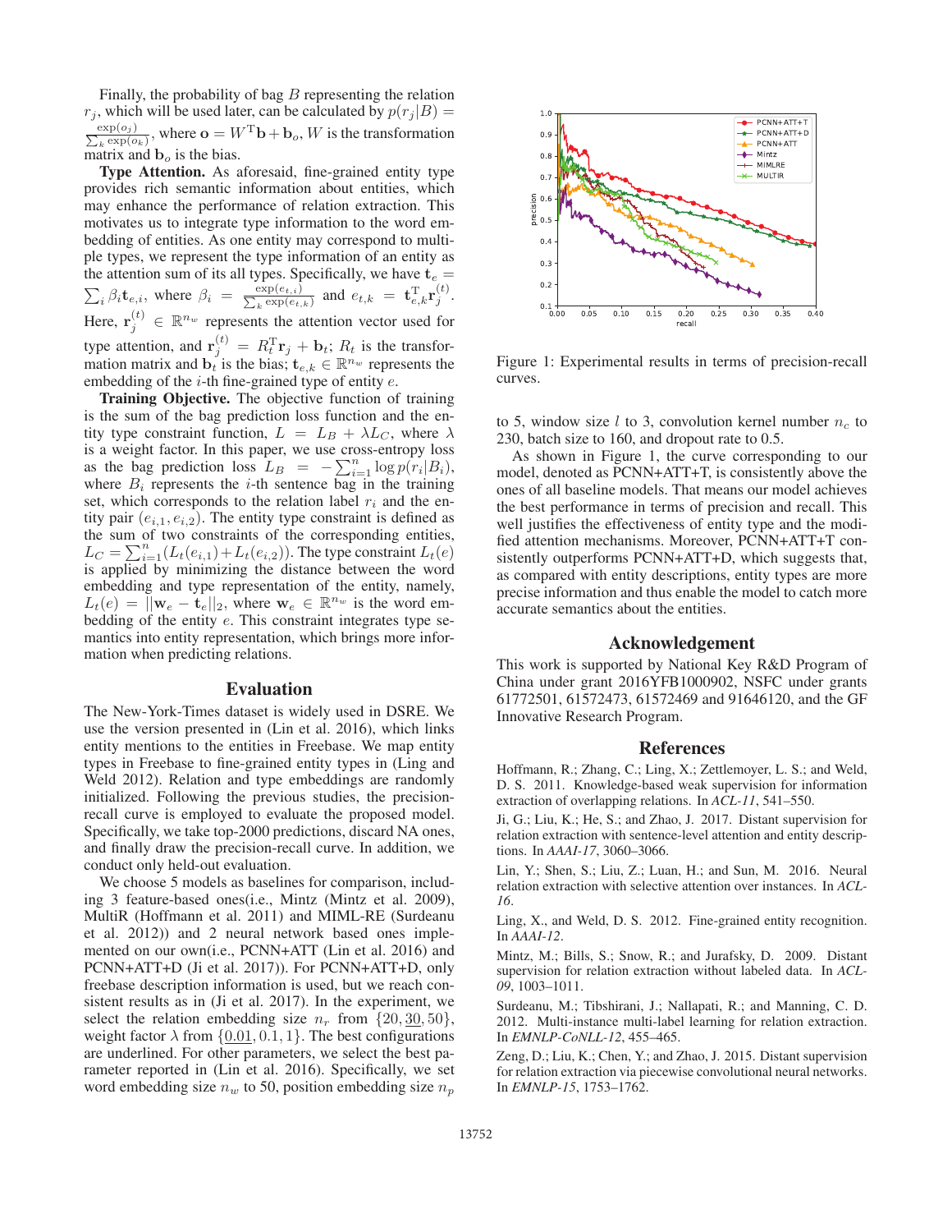Finally, the probability of bag $B$ representing the relation $r_j$, which will be used later, can be calculated by $p(r_j|B) = \frac{\exp(o_j)}{\sum_k \exp(o_k)}$, where $\mathbf{o} = W^{\mathrm{T}}\mathbf{b} + \mathbf{b}_o$, $W$ is the transformation matrix and $\mathbf{b}_o$ is the bias.

**Type Attention.** As aforesaid, fine-grained entity type provides rich semantic information about entities, which may enhance the performance of relation extraction. This motivates us to integrate type information to the word embedding of entities. As one entity may correspond to multiple types, we represent the type information of an entity as the attention sum of its all types. Specifically, we have $\mathbf{t}_e = \sum_i \beta_i \mathbf{t}_{e,i}$, where $\beta_i = \frac{\exp(e_{t,i})}{\sum_k \exp(e_{t,k})}$ and $e_{t,k} = \mathbf{t}_{e,k}^{\mathrm{T}} \mathbf{r}_j^{(t)}$. Here, $\mathbf{r}_j^{(t)} \in \mathbb{R}^{n_w}$ represents the attention vector used for type attention, and $\mathbf{r}_j^{(t)} = R_t^{\mathrm{T}} \mathbf{r}_j + \mathbf{b}_t$; $R_t$ is the transformation matrix and $\mathbf{b}_t$ is the bias; $\mathbf{t}_{e,k} \in \mathbb{R}^{n_w}$ represents the embedding of the $i$-th fine-grained type of entity $e$.

**Training Objective.** The objective function of training is the sum of the bag prediction loss function and the entity type constraint function, $L = L_B + \lambda L_C$, where $\lambda$ is a weight factor. In this paper, we use cross-entropy loss as the bag prediction loss $L_B = -\sum_{i=1}^{n} \log p(r_i|B_i)$, where $B_i$ represents the $i$-th sentence bag in the training set, which corresponds to the relation label $r_i$ and the entity pair $(e_{i,1}, e_{i,2})$. The entity type constraint is defined as the sum of two constraints of the corresponding entities, $L_C = \sum_{i=1}^{n} (L_t(e_{i,1}) + L_t(e_{i,2}))$. The type constraint $L_t(e)$ is applied by minimizing the distance between the word embedding and type representation of the entity, namely, $L_t(e) = ||\mathbf{w}_e - \mathbf{t}_e||_2$, where $\mathbf{w}_e \in \mathbb{R}^{n_w}$ is the word embedding of the entity $e$. This constraint integrates type semantics into entity representation, which brings more information when predicting relations.

## Evaluation

The New-York-Times dataset is widely used in DSRE. We use the version presented in (Lin et al. 2016), which links entity mentions to the entities in Freebase. We map entity types in Freebase to fine-grained entity types in (Ling and Weld 2012). Relation and type embeddings are randomly initialized. Following the previous studies, the precision-recall curve is employed to evaluate the proposed model. Specifically, we take top-2000 predictions, discard NA ones, and finally draw the precision-recall curve. In addition, we conduct only held-out evaluation.

We choose 5 models as baselines for comparison, including 3 feature-based ones(i.e., Mintz (Mintz et al. 2009), MultiR (Hoffmann et al. 2011) and MIML-RE (Surdeanu et al. 2012)) and 2 neural network based ones implemented on our own(i.e., PCNN+ATT (Lin et al. 2016) and PCNN+ATT+D (Ji et al. 2017)). For PCNN+ATT+D, only freebase description information is used, but we reach consistent results as in (Ji et al. 2017). In the experiment, we select the relation embedding size $n_r$ from $\{20, \underline{30}, 50\}$, weight factor $\lambda$ from $\{\underline{0.01}, 0.1, 1\}$. The best configurations are underlined. For other parameters, we select the best parameter reported in (Lin et al. 2016). Specifically, we set word embedding size $n_w$ to 50, position embedding size $n_p$ to 5, window size $l$ to 3, convolution kernel number $n_c$ to 230, batch size to 160, and dropout rate to 0.5.

PCNN+ATT+T
PCNN+ATT+D
PCNN+ATT
Mintz
MIMLRE
MULTIR

precision
1.0
0.9
0.8
0.7
0.6
0.5
0.4
0.3
0.2
0.1

recall
0.00
0.05
0.10
0.15
0.20
0.25
0.30
0.35
0.40

Figure 1: Experimental results in terms of precision-recall curves.

As shown in Figure 1, the curve corresponding to our model, denoted as PCNN+ATT+T, is consistently above the ones of all baseline models. That means our model achieves the best performance in terms of precision and recall. This well justifies the effectiveness of entity type and the modified attention mechanisms. Moreover, PCNN+ATT+T consistently outperforms PCNN+ATT+D, which suggests that, as compared with entity descriptions, entity types are more precise information and thus enable the model to catch more accurate semantics about the entities.

## Acknowledgement

This work is supported by National Key R&D Program of China under grant 2016YFB1000902, NSFC under grants 61772501, 61572473, 61572469 and 91646120, and the GF Innovative Research Program.

## References

Hoffmann, R.; Zhang, C.; Ling, X.; Zettlemoyer, L. S.; and Weld, D. S. 2011. Knowledge-based weak supervision for information extraction of overlapping relations. In *ACL-11*, 541–550.

Ji, G.; Liu, K.; He, S.; and Zhao, J. 2017. Distant supervision for relation extraction with sentence-level attention and entity descriptions. In *AAAI-17*, 3060–3066.

Lin, Y.; Shen, S.; Liu, Z.; Luan, H.; and Sun, M. 2016. Neural relation extraction with selective attention over instances. In *ACL-16*.

Ling, X., and Weld, D. S. 2012. Fine-grained entity recognition. In *AAAI-12*.

Mintz, M.; Bills, S.; Snow, R.; and Jurafsky, D. 2009. Distant supervision for relation extraction without labeled data. In *ACL-09*, 1003–1011.

Surdeanu, M.; Tibshirani, J.; Nallapati, R.; and Manning, C. D. 2012. Multi-instance multi-label learning for relation extraction. In *EMNLP-CoNLL-12*, 455–465.

Zeng, D.; Liu, K.; Chen, Y.; and Zhao, J. 2015. Distant supervision for relation extraction via piecewise convolutional neural networks. In *EMNLP-15*, 1753–1762.